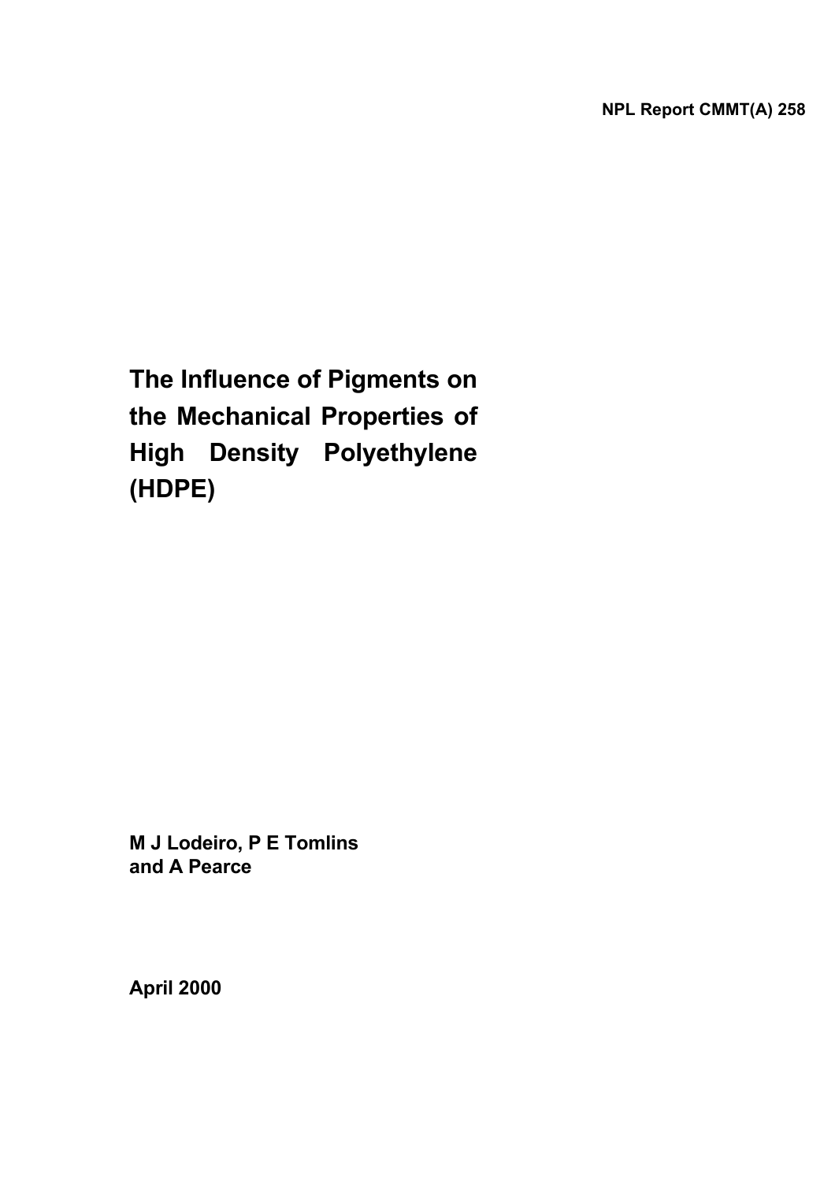NPL Report CMMT(A) 258

# The Influence of Pigments on the Mechanical Properties of High Density Polyethylene (HDPE)

**M J Lodeiro, P E Tomlins and A Pearce**

**April 2000**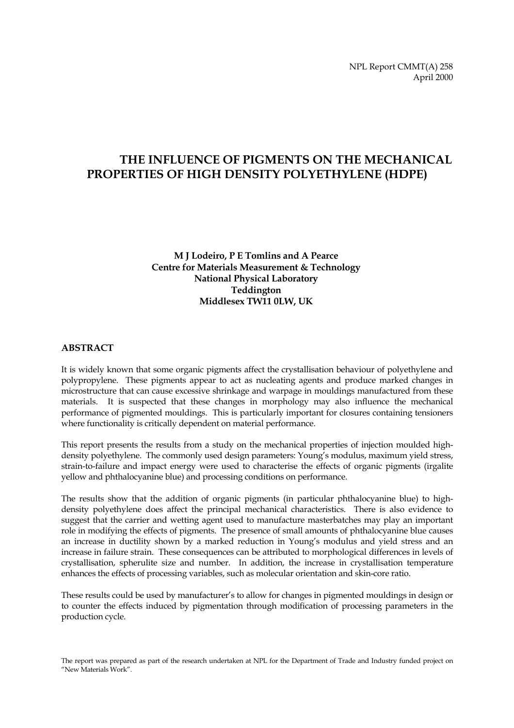NPL Report CMMT(A) 258
April 2000

# THE INFLUENCE OF PIGMENTS ON THE MECHANICAL PROPERTIES OF HIGH DENSITY POLYETHYLENE (HDPE)

**M J Lodeiro, P E Tomlins and A Pearce**
**Centre for Materials Measurement & Technology**
**National Physical Laboratory**
**Teddington**
**Middlesex TW11 0LW, UK**

## ABSTRACT

It is widely known that some organic pigments affect the crystallisation behaviour of polyethylene and polypropylene. These pigments appear to act as nucleating agents and produce marked changes in microstructure that can cause excessive shrinkage and warpage in mouldings manufactured from these materials. It is suspected that these changes in morphology may also influence the mechanical performance of pigmented mouldings. This is particularly important for closures containing tensioners where functionality is critically dependent on material performance.

This report presents the results from a study on the mechanical properties of injection moulded high-density polyethylene. The commonly used design parameters: Young's modulus, maximum yield stress, strain-to-failure and impact energy were used to characterise the effects of organic pigments (irgalite yellow and phthalocyanine blue) and processing conditions on performance.

The results show that the addition of organic pigments (in particular phthalocyanine blue) to high-density polyethylene does affect the principal mechanical characteristics. There is also evidence to suggest that the carrier and wetting agent used to manufacture masterbatches may play an important role in modifying the effects of pigments. The presence of small amounts of phthalocyanine blue causes an increase in ductility shown by a marked reduction in Young's modulus and yield stress and an increase in failure strain. These consequences can be attributed to morphological differences in levels of crystallisation, spherulite size and number. In addition, the increase in crystallisation temperature enhances the effects of processing variables, such as molecular orientation and skin-core ratio.

These results could be used by manufacturer's to allow for changes in pigmented mouldings in design or to counter the effects induced by pigmentation through modification of processing parameters in the production cycle.

The report was prepared as part of the research undertaken at NPL for the Department of Trade and Industry funded project on "New Materials Work".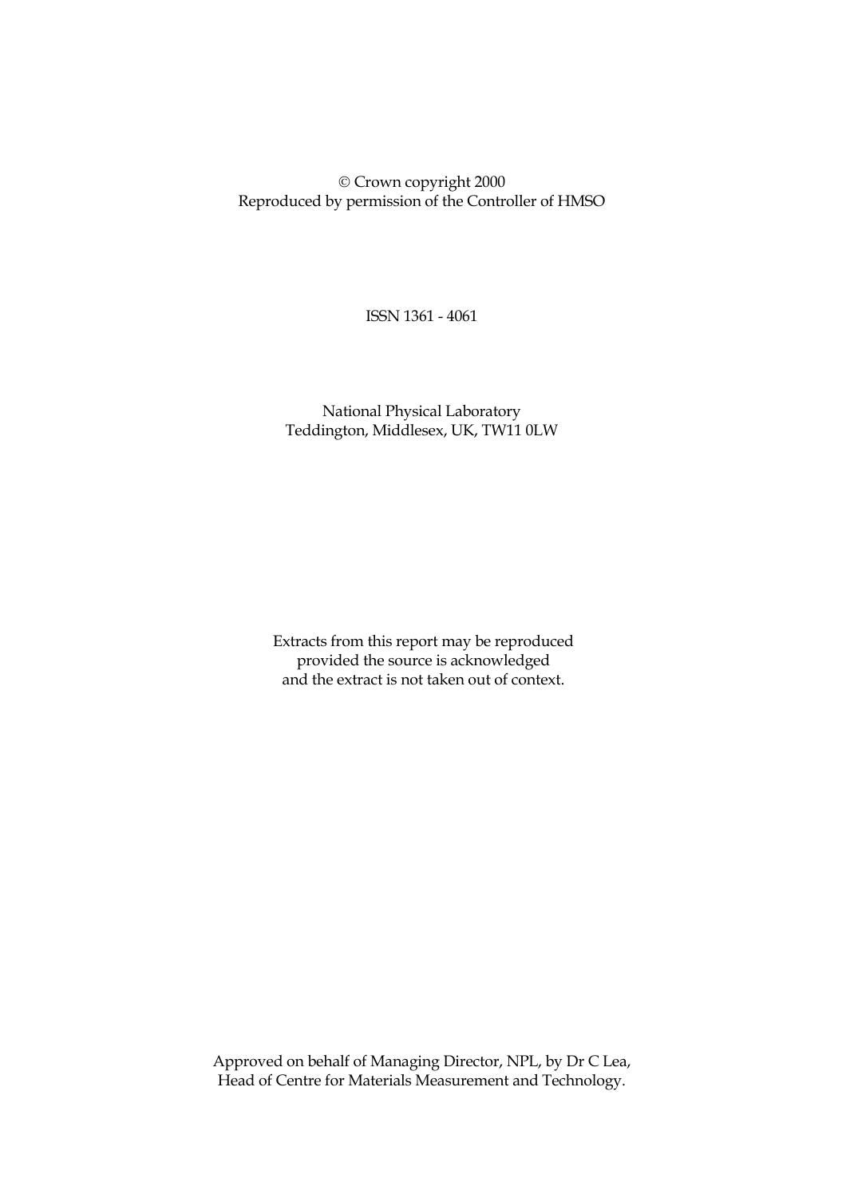© Crown copyright 2000
Reproduced by permission of the Controller of HMSO

ISSN 1361 - 4061

National Physical Laboratory
Teddington, Middlesex, UK, TW11 0LW

Extracts from this report may be reproduced
provided the source is acknowledged
and the extract is not taken out of context.

Approved on behalf of Managing Director, NPL, by Dr C Lea,
Head of Centre for Materials Measurement and Technology.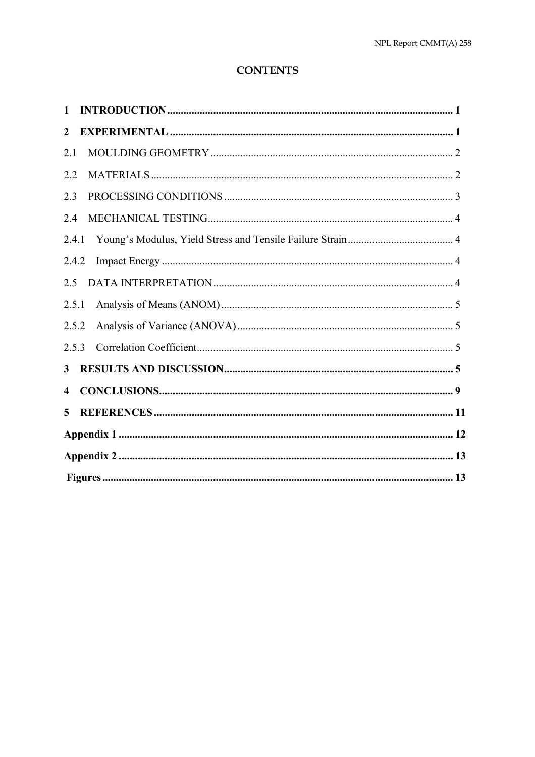# CONTENTS

**1 INTRODUCTION** .......... **1**

**2 EXPERIMENTAL** .......... **1**

2.1 MOULDING GEOMETRY .......... 2

2.2 MATERIALS .......... 2

2.3 PROCESSING CONDITIONS .......... 3

2.4 MECHANICAL TESTING .......... 4

2.4.1 Young's Modulus, Yield Stress and Tensile Failure Strain .......... 4

2.4.2 Impact Energy .......... 4

2.5 DATA INTERPRETATION .......... 4

2.5.1 Analysis of Means (ANOM) .......... 5

2.5.2 Analysis of Variance (ANOVA) .......... 5

2.5.3 Correlation Coefficient .......... 5

**3 RESULTS AND DISCUSSION** .......... **5**

**4 CONCLUSIONS** .......... **9**

**5 REFERENCES** .......... **11**

**Appendix 1** .......... **12**

**Appendix 2** .......... **13**

**Figures** .......... **13**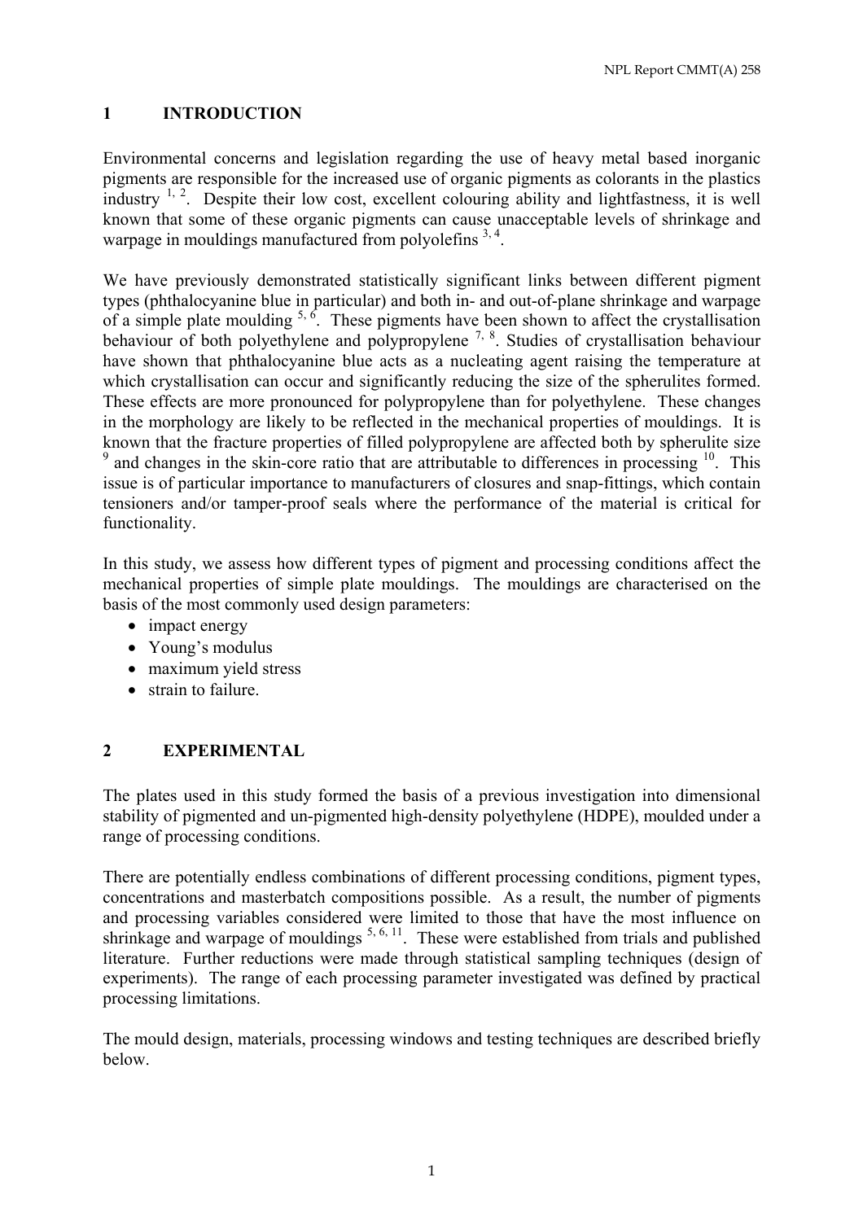## 1 INTRODUCTION

Environmental concerns and legislation regarding the use of heavy metal based inorganic pigments are responsible for the increased use of organic pigments as colorants in the plastics industry [1, 2]. Despite their low cost, excellent colouring ability and lightfastness, it is well known that some of these organic pigments can cause unacceptable levels of shrinkage and warpage in mouldings manufactured from polyolefins [3, 4].

We have previously demonstrated statistically significant links between different pigment types (phthalocyanine blue in particular) and both in- and out-of-plane shrinkage and warpage of a simple plate moulding [5, 6]. These pigments have been shown to affect the crystallisation behaviour of both polyethylene and polypropylene [7, 8]. Studies of crystallisation behaviour have shown that phthalocyanine blue acts as a nucleating agent raising the temperature at which crystallisation can occur and significantly reducing the size of the spherulites formed. These effects are more pronounced for polypropylene than for polyethylene. These changes in the morphology are likely to be reflected in the mechanical properties of mouldings. It is known that the fracture properties of filled polypropylene are affected both by spherulite size [9] and changes in the skin-core ratio that are attributable to differences in processing [10]. This issue is of particular importance to manufacturers of closures and snap-fittings, which contain tensioners and/or tamper-proof seals where the performance of the material is critical for functionality.

In this study, we assess how different types of pigment and processing conditions affect the mechanical properties of simple plate mouldings. The mouldings are characterised on the basis of the most commonly used design parameters:

- impact energy
- Young's modulus
- maximum yield stress
- strain to failure.

## 2 EXPERIMENTAL

The plates used in this study formed the basis of a previous investigation into dimensional stability of pigmented and un-pigmented high-density polyethylene (HDPE), moulded under a range of processing conditions.

There are potentially endless combinations of different processing conditions, pigment types, concentrations and masterbatch compositions possible. As a result, the number of pigments and processing variables considered were limited to those that have the most influence on shrinkage and warpage of mouldings [5, 6, 11]. These were established from trials and published literature. Further reductions were made through statistical sampling techniques (design of experiments). The range of each processing parameter investigated was defined by practical processing limitations.

The mould design, materials, processing windows and testing techniques are described briefly below.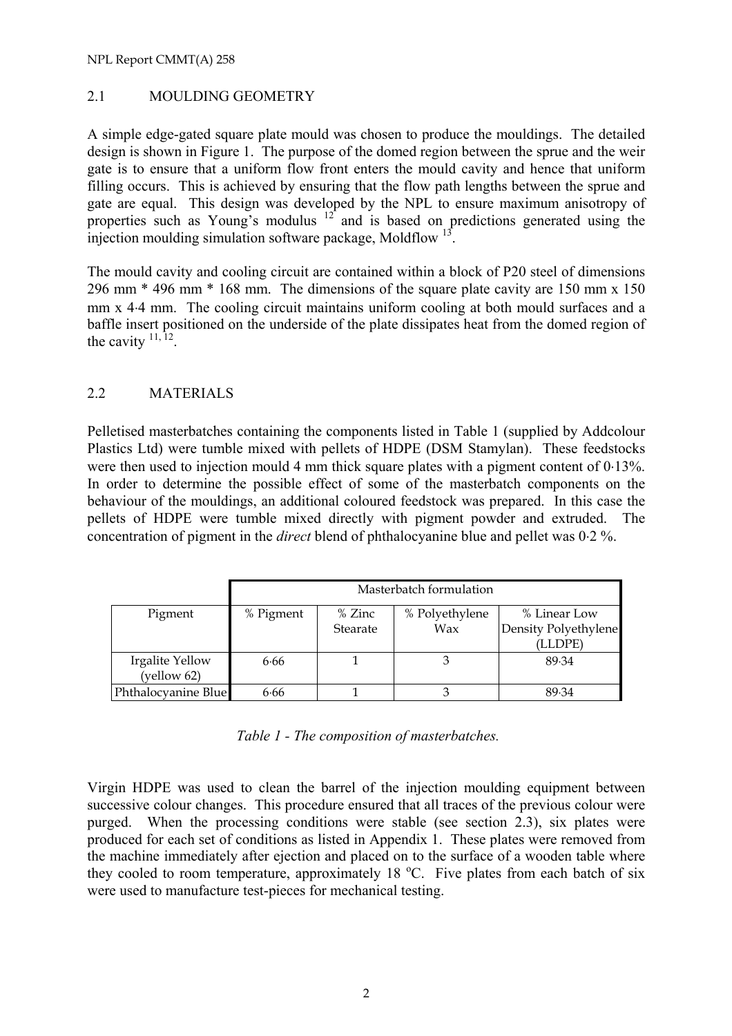## 2.1 MOULDING GEOMETRY

A simple edge-gated square plate mould was chosen to produce the mouldings. The detailed design is shown in Figure 1. The purpose of the domed region between the sprue and the weir gate is to ensure that a uniform flow front enters the mould cavity and hence that uniform filling occurs. This is achieved by ensuring that the flow path lengths between the sprue and gate are equal. This design was developed by the NPL to ensure maximum anisotropy of properties such as Young's modulus [12] and is based on predictions generated using the injection moulding simulation software package, Moldflow [13].

The mould cavity and cooling circuit are contained within a block of P20 steel of dimensions 296 mm * 496 mm * 168 mm. The dimensions of the square plate cavity are 150 mm x 150 mm x 4·4 mm. The cooling circuit maintains uniform cooling at both mould surfaces and a baffle insert positioned on the underside of the plate dissipates heat from the domed region of the cavity [11, 12].

## 2.2 MATERIALS

Pelletised masterbatches containing the components listed in Table 1 (supplied by Addcolour Plastics Ltd) were tumble mixed with pellets of HDPE (DSM Stamylan). These feedstocks were then used to injection mould 4 mm thick square plates with a pigment content of 0·13%. In order to determine the possible effect of some of the masterbatch components on the behaviour of the mouldings, an additional coloured feedstock was prepared. In this case the pellets of HDPE were tumble mixed directly with pigment powder and extruded. The concentration of pigment in the *direct* blend of phthalocyanine blue and pellet was 0·2 %.

| | Masterbatch formulation | | | |
|---|---|---|---|---|
| Pigment | % Pigment | % Zinc Stearate | % Polyethylene Wax | % Linear Low Density Polyethylene (LLDPE) |
| Irgalite Yellow (yellow 62) | 6·66 | 1 | 3 | 89·34 |
| Phthalocyanine Blue | 6·66 | 1 | 3 | 89·34 |

*Table 1 - The composition of masterbatches.*

Virgin HDPE was used to clean the barrel of the injection moulding equipment between successive colour changes. This procedure ensured that all traces of the previous colour were purged. When the processing conditions were stable (see section 2.3), six plates were produced for each set of conditions as listed in Appendix 1. These plates were removed from the machine immediately after ejection and placed on to the surface of a wooden table where they cooled to room temperature, approximately 18 °C. Five plates from each batch of six were used to manufacture test-pieces for mechanical testing.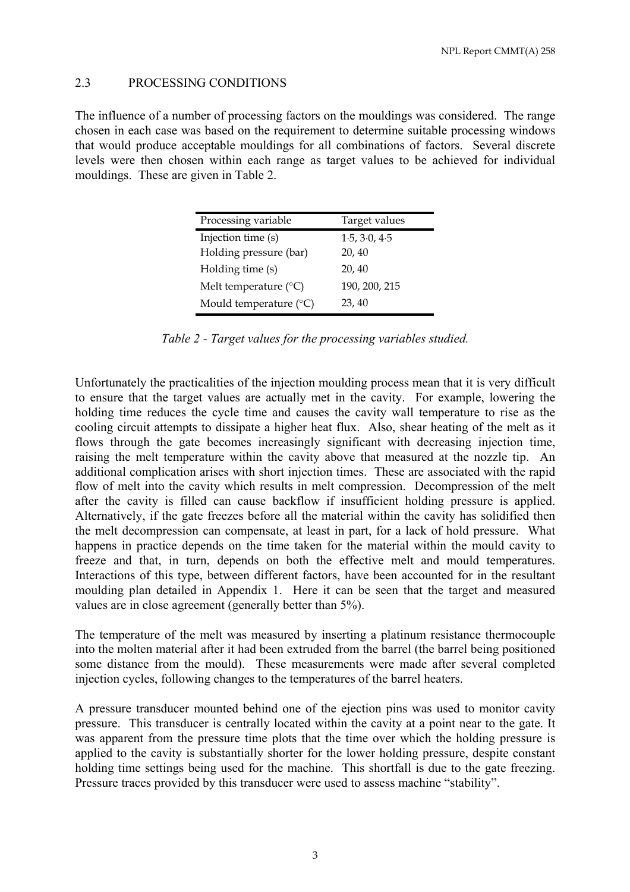### 2.3 PROCESSING CONDITIONS

The influence of a number of processing factors on the mouldings was considered. The range chosen in each case was based on the requirement to determine suitable processing windows that would produce acceptable mouldings for all combinations of factors. Several discrete levels were then chosen within each range as target values to be achieved for individual mouldings. These are given in Table 2.

| Processing variable | Target values |
|---|---|
| Injection time (s) | 1·5, 3·0, 4·5 |
| Holding pressure (bar) | 20, 40 |
| Holding time (s) | 20, 40 |
| Melt temperature (°C) | 190, 200, 215 |
| Mould temperature (°C) | 23, 40 |

*Table 2 - Target values for the processing variables studied.*

Unfortunately the practicalities of the injection moulding process mean that it is very difficult to ensure that the target values are actually met in the cavity. For example, lowering the holding time reduces the cycle time and causes the cavity wall temperature to rise as the cooling circuit attempts to dissipate a higher heat flux. Also, shear heating of the melt as it flows through the gate becomes increasingly significant with decreasing injection time, raising the melt temperature within the cavity above that measured at the nozzle tip. An additional complication arises with short injection times. These are associated with the rapid flow of melt into the cavity which results in melt compression. Decompression of the melt after the cavity is filled can cause backflow if insufficient holding pressure is applied. Alternatively, if the gate freezes before all the material within the cavity has solidified then the melt decompression can compensate, at least in part, for a lack of hold pressure. What happens in practice depends on the time taken for the material within the mould cavity to freeze and that, in turn, depends on both the effective melt and mould temperatures. Interactions of this type, between different factors, have been accounted for in the resultant moulding plan detailed in Appendix 1. Here it can be seen that the target and measured values are in close agreement (generally better than 5%).

The temperature of the melt was measured by inserting a platinum resistance thermocouple into the molten material after it had been extruded from the barrel (the barrel being positioned some distance from the mould). These measurements were made after several completed injection cycles, following changes to the temperatures of the barrel heaters.

A pressure transducer mounted behind one of the ejection pins was used to monitor cavity pressure. This transducer is centrally located within the cavity at a point near to the gate. It was apparent from the pressure time plots that the time over which the holding pressure is applied to the cavity is substantially shorter for the lower holding pressure, despite constant holding time settings being used for the machine. This shortfall is due to the gate freezing. Pressure traces provided by this transducer were used to assess machine "stability".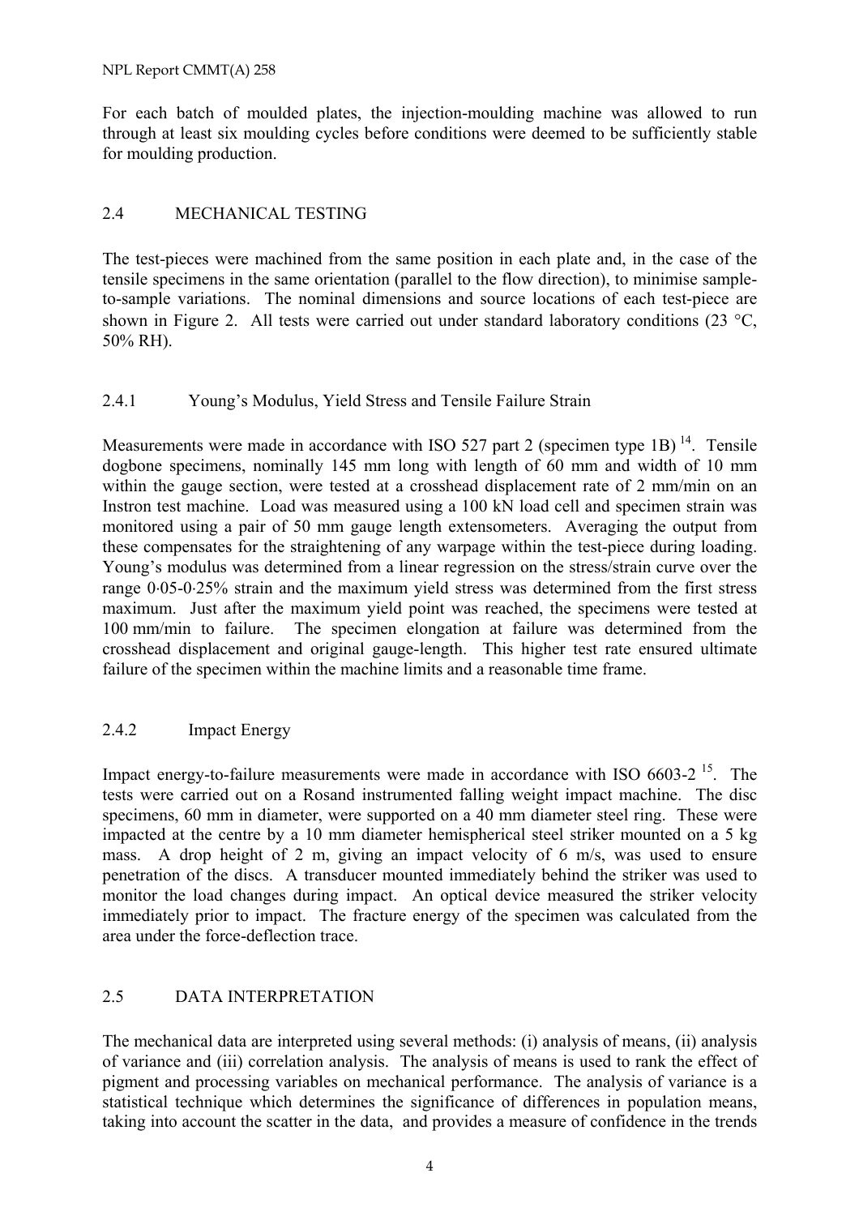For each batch of moulded plates, the injection-moulding machine was allowed to run through at least six moulding cycles before conditions were deemed to be sufficiently stable for moulding production.

## 2.4 MECHANICAL TESTING

The test-pieces were machined from the same position in each plate and, in the case of the tensile specimens in the same orientation (parallel to the flow direction), to minimise sample-to-sample variations. The nominal dimensions and source locations of each test-piece are shown in Figure 2. All tests were carried out under standard laboratory conditions (23 °C, 50% RH).

### 2.4.1 Young's Modulus, Yield Stress and Tensile Failure Strain

Measurements were made in accordance with ISO 527 part 2 (specimen type 1B) [14]. Tensile dogbone specimens, nominally 145 mm long with length of 60 mm and width of 10 mm within the gauge section, were tested at a crosshead displacement rate of 2 mm/min on an Instron test machine. Load was measured using a 100 kN load cell and specimen strain was monitored using a pair of 50 mm gauge length extensometers. Averaging the output from these compensates for the straightening of any warpage within the test-piece during loading. Young's modulus was determined from a linear regression on the stress/strain curve over the range 0·05-0·25% strain and the maximum yield stress was determined from the first stress maximum. Just after the maximum yield point was reached, the specimens were tested at 100 mm/min to failure. The specimen elongation at failure was determined from the crosshead displacement and original gauge-length. This higher test rate ensured ultimate failure of the specimen within the machine limits and a reasonable time frame.

### 2.4.2 Impact Energy

Impact energy-to-failure measurements were made in accordance with ISO 6603-2 [15]. The tests were carried out on a Rosand instrumented falling weight impact machine. The disc specimens, 60 mm in diameter, were supported on a 40 mm diameter steel ring. These were impacted at the centre by a 10 mm diameter hemispherical steel striker mounted on a 5 kg mass. A drop height of 2 m, giving an impact velocity of 6 m/s, was used to ensure penetration of the discs. A transducer mounted immediately behind the striker was used to monitor the load changes during impact. An optical device measured the striker velocity immediately prior to impact. The fracture energy of the specimen was calculated from the area under the force-deflection trace.

## 2.5 DATA INTERPRETATION

The mechanical data are interpreted using several methods: (i) analysis of means, (ii) analysis of variance and (iii) correlation analysis. The analysis of means is used to rank the effect of pigment and processing variables on mechanical performance. The analysis of variance is a statistical technique which determines the significance of differences in population means, taking into account the scatter in the data, and provides a measure of confidence in the trends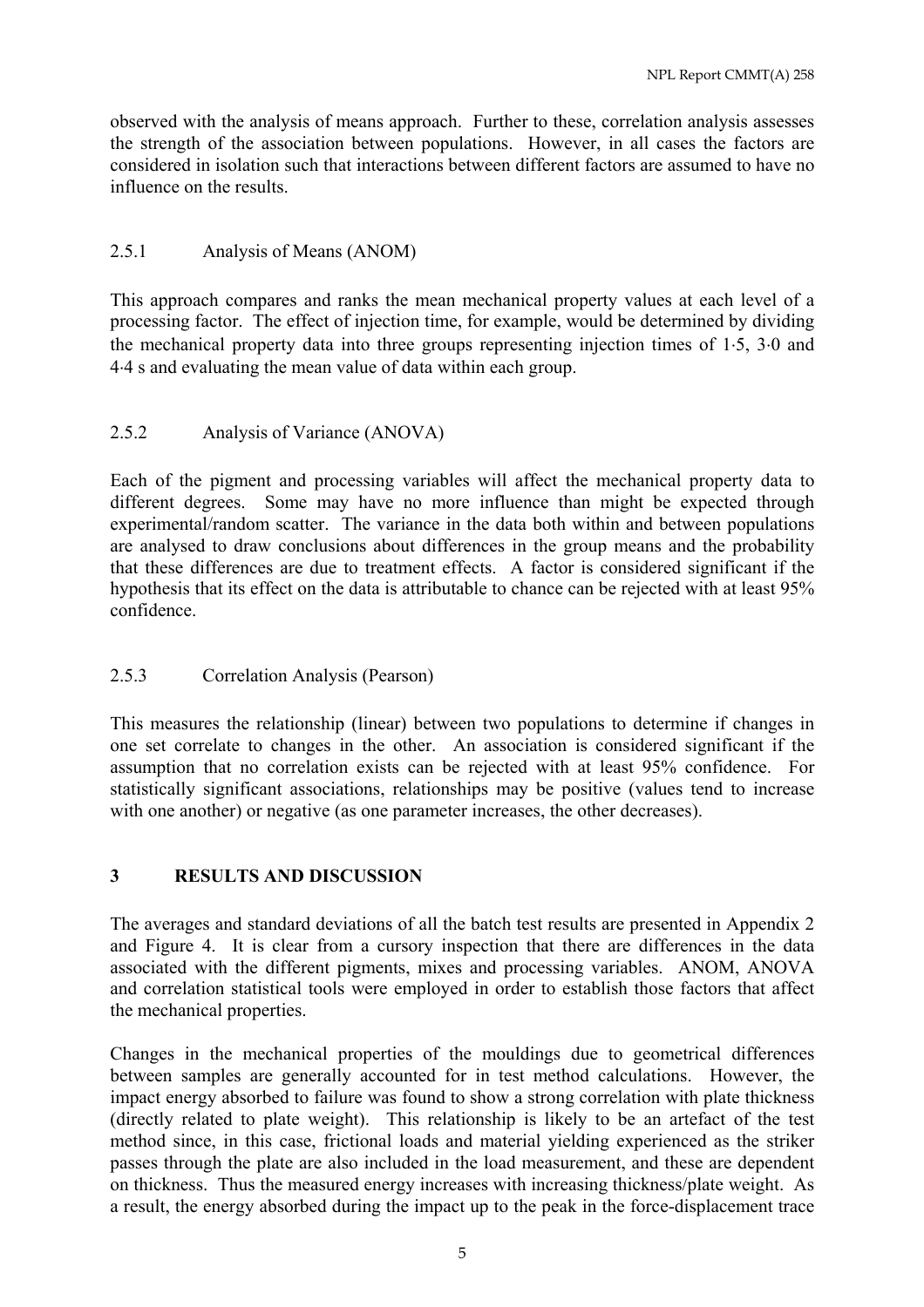observed with the analysis of means approach. Further to these, correlation analysis assesses the strength of the association between populations. However, in all cases the factors are considered in isolation such that interactions between different factors are assumed to have no influence on the results.

### 2.5.1 Analysis of Means (ANOM)

This approach compares and ranks the mean mechanical property values at each level of a processing factor. The effect of injection time, for example, would be determined by dividing the mechanical property data into three groups representing injection times of 1·5, 3·0 and 4·4 s and evaluating the mean value of data within each group.

### 2.5.2 Analysis of Variance (ANOVA)

Each of the pigment and processing variables will affect the mechanical property data to different degrees. Some may have no more influence than might be expected through experimental/random scatter. The variance in the data both within and between populations are analysed to draw conclusions about differences in the group means and the probability that these differences are due to treatment effects. A factor is considered significant if the hypothesis that its effect on the data is attributable to chance can be rejected with at least 95% confidence.

### 2.5.3 Correlation Analysis (Pearson)

This measures the relationship (linear) between two populations to determine if changes in one set correlate to changes in the other. An association is considered significant if the assumption that no correlation exists can be rejected with at least 95% confidence. For statistically significant associations, relationships may be positive (values tend to increase with one another) or negative (as one parameter increases, the other decreases).

## 3 RESULTS AND DISCUSSION

The averages and standard deviations of all the batch test results are presented in Appendix 2 and Figure 4. It is clear from a cursory inspection that there are differences in the data associated with the different pigments, mixes and processing variables. ANOM, ANOVA and correlation statistical tools were employed in order to establish those factors that affect the mechanical properties.

Changes in the mechanical properties of the mouldings due to geometrical differences between samples are generally accounted for in test method calculations. However, the impact energy absorbed to failure was found to show a strong correlation with plate thickness (directly related to plate weight). This relationship is likely to be an artefact of the test method since, in this case, frictional loads and material yielding experienced as the striker passes through the plate are also included in the load measurement, and these are dependent on thickness. Thus the measured energy increases with increasing thickness/plate weight. As a result, the energy absorbed during the impact up to the peak in the force-displacement trace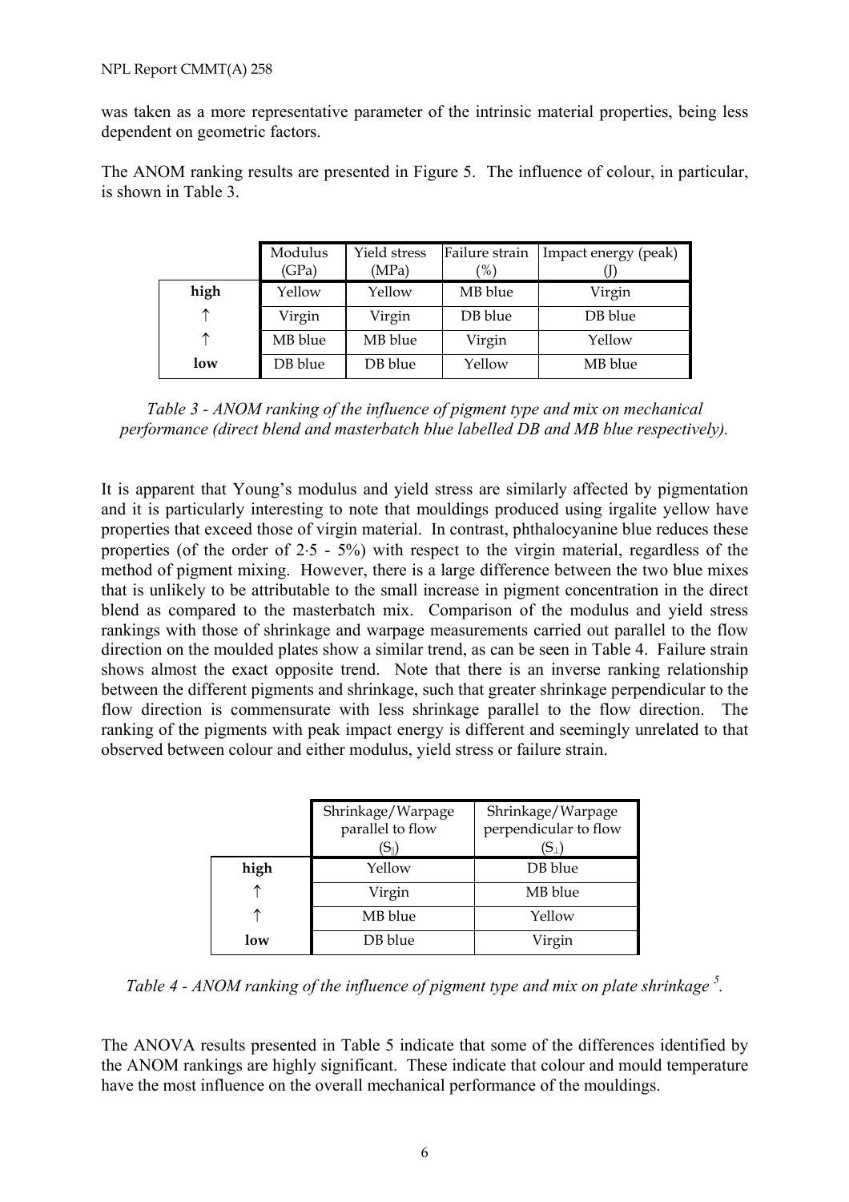was taken as a more representative parameter of the intrinsic material properties, being less dependent on geometric factors.

The ANOM ranking results are presented in Figure 5. The influence of colour, in particular, is shown in Table 3.

| | Modulus (GPa) | Yield stress (MPa) | Failure strain (%) | Impact energy (peak) (J) |
|---|---|---|---|---|
| **high** | Yellow | Yellow | MB blue | Virgin |
| ↑ | Virgin | Virgin | DB blue | DB blue |
| ↑ | MB blue | MB blue | Virgin | Yellow |
| **low** | DB blue | DB blue | Yellow | MB blue |

*Table 3 - ANOM ranking of the influence of pigment type and mix on mechanical performance (direct blend and masterbatch blue labelled DB and MB blue respectively).*

It is apparent that Young's modulus and yield stress are similarly affected by pigmentation and it is particularly interesting to note that mouldings produced using irgalite yellow have properties that exceed those of virgin material. In contrast, phthalocyanine blue reduces these properties (of the order of 2·5 - 5%) with respect to the virgin material, regardless of the method of pigment mixing. However, there is a large difference between the two blue mixes that is unlikely to be attributable to the small increase in pigment concentration in the direct blend as compared to the masterbatch mix. Comparison of the modulus and yield stress rankings with those of shrinkage and warpage measurements carried out parallel to the flow direction on the moulded plates show a similar trend, as can be seen in Table 4. Failure strain shows almost the exact opposite trend. Note that there is an inverse ranking relationship between the different pigments and shrinkage, such that greater shrinkage perpendicular to the flow direction is commensurate with less shrinkage parallel to the flow direction. The ranking of the pigments with peak impact energy is different and seemingly unrelated to that observed between colour and either modulus, yield stress or failure strain.

| | Shrinkage/Warpage parallel to flow ($S_{\parallel}$) | Shrinkage/Warpage perpendicular to flow ($S_{\perp}$) |
|---|---|---|
| **high** | Yellow | DB blue |
| ↑ | Virgin | MB blue |
| ↑ | MB blue | Yellow |
| **low** | DB blue | Virgin |

*Table 4 - ANOM ranking of the influence of pigment type and mix on plate shrinkage [5].*

The ANOVA results presented in Table 5 indicate that some of the differences identified by the ANOM rankings are highly significant. These indicate that colour and mould temperature have the most influence on the overall mechanical performance of the mouldings.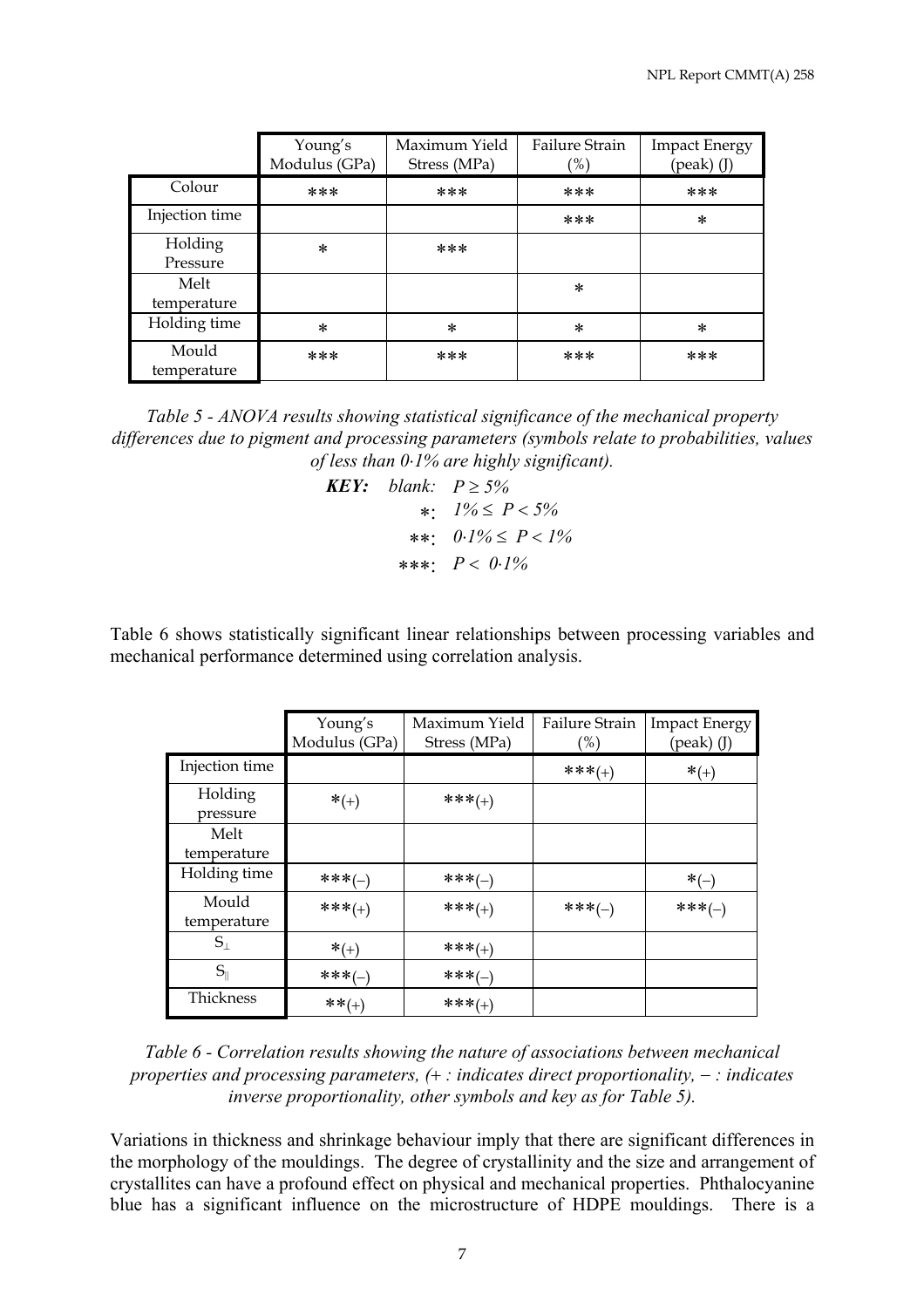| | Young's Modulus (GPa) | Maximum Yield Stress (MPa) | Failure Strain (%) | Impact Energy (peak) (J) |
|---|---|---|---|---|
| Colour | *** | *** | *** | *** |
| Injection time | | | *** | * |
| Holding Pressure | * | *** | | |
| Melt temperature | | | * | |
| Holding time | * | * | * | * |
| Mould temperature | *** | *** | *** | *** |

*Table 5 - ANOVA results showing statistical significance of the mechanical property differences due to pigment and processing parameters (symbols relate to probabilities, values of less than 0·1% are highly significant).*

***KEY:*** *blank:* $P \geq 5\%$

*: $1\% \leq P < 5\%$

**: $0{\cdot}1\% \leq P < 1\%$

***: $P < 0{\cdot}1\%$

Table 6 shows statistically significant linear relationships between processing variables and mechanical performance determined using correlation analysis.

| | Young's Modulus (GPa) | Maximum Yield Stress (MPa) | Failure Strain (%) | Impact Energy (peak) (J) |
|---|---|---|---|---|
| Injection time | | | ***(+) | *(+) |
| Holding pressure | *(+) | ***(+) | | |
| Melt temperature | | | | |
| Holding time | ***(−) | ***(−) | | *(−) |
| Mould temperature | ***(+) | ***(+) | ***(−) | ***(−) |
| $S_{\perp}$ | *(+) | ***(+) | | |
| $S_{\parallel}$ | ***(−) | ***(−) | | |
| Thickness | **(+) | ***(+) | | |

*Table 6 - Correlation results showing the nature of associations between mechanical properties and processing parameters, (+ : indicates direct proportionality, − : indicates inverse proportionality, other symbols and key as for Table 5).*

Variations in thickness and shrinkage behaviour imply that there are significant differences in the morphology of the mouldings. The degree of crystallinity and the size and arrangement of crystallites can have a profound effect on physical and mechanical properties. Phthalocyanine blue has a significant influence on the microstructure of HDPE mouldings. There is a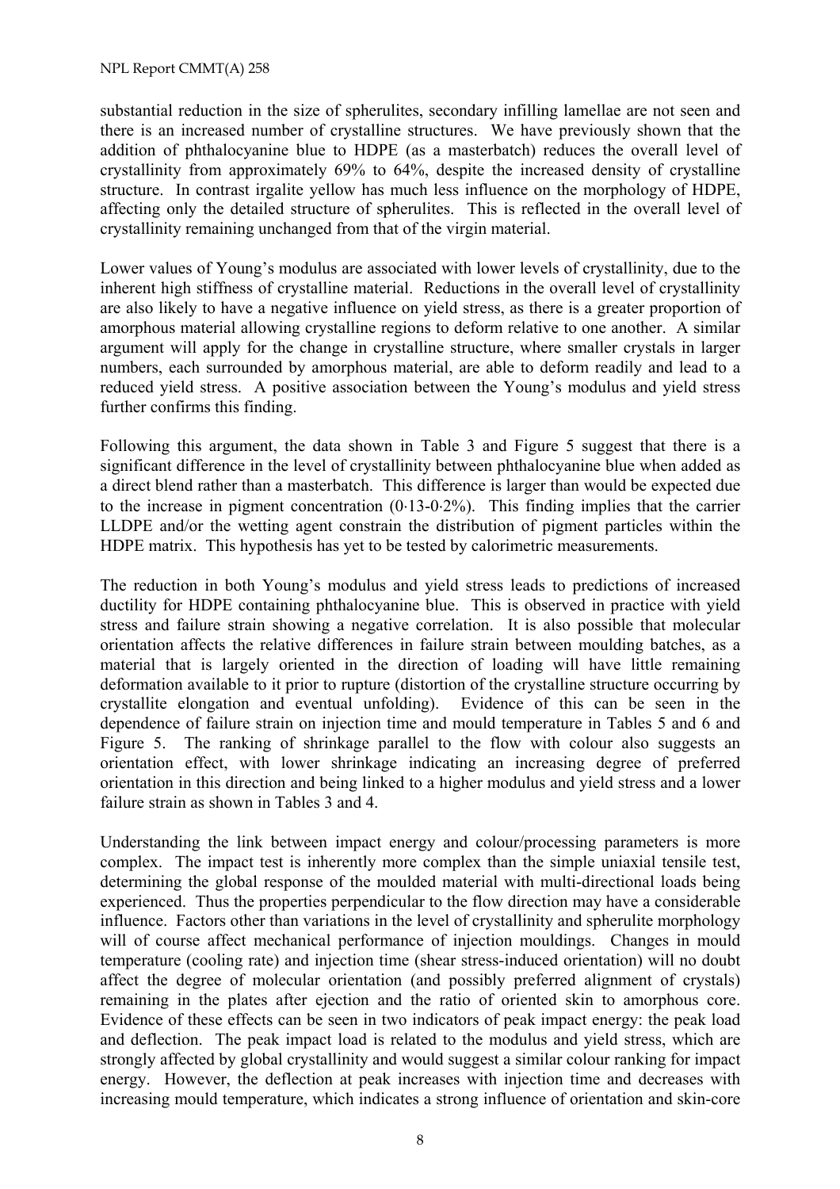substantial reduction in the size of spherulites, secondary infilling lamellae are not seen and there is an increased number of crystalline structures. We have previously shown that the addition of phthalocyanine blue to HDPE (as a masterbatch) reduces the overall level of crystallinity from approximately 69% to 64%, despite the increased density of crystalline structure. In contrast irgalite yellow has much less influence on the morphology of HDPE, affecting only the detailed structure of spherulites. This is reflected in the overall level of crystallinity remaining unchanged from that of the virgin material.

Lower values of Young's modulus are associated with lower levels of crystallinity, due to the inherent high stiffness of crystalline material. Reductions in the overall level of crystallinity are also likely to have a negative influence on yield stress, as there is a greater proportion of amorphous material allowing crystalline regions to deform relative to one another. A similar argument will apply for the change in crystalline structure, where smaller crystals in larger numbers, each surrounded by amorphous material, are able to deform readily and lead to a reduced yield stress. A positive association between the Young's modulus and yield stress further confirms this finding.

Following this argument, the data shown in Table 3 and Figure 5 suggest that there is a significant difference in the level of crystallinity between phthalocyanine blue when added as a direct blend rather than a masterbatch. This difference is larger than would be expected due to the increase in pigment concentration (0·13-0·2%). This finding implies that the carrier LLDPE and/or the wetting agent constrain the distribution of pigment particles within the HDPE matrix. This hypothesis has yet to be tested by calorimetric measurements.

The reduction in both Young's modulus and yield stress leads to predictions of increased ductility for HDPE containing phthalocyanine blue. This is observed in practice with yield stress and failure strain showing a negative correlation. It is also possible that molecular orientation affects the relative differences in failure strain between moulding batches, as a material that is largely oriented in the direction of loading will have little remaining deformation available to it prior to rupture (distortion of the crystalline structure occurring by crystallite elongation and eventual unfolding). Evidence of this can be seen in the dependence of failure strain on injection time and mould temperature in Tables 5 and 6 and Figure 5. The ranking of shrinkage parallel to the flow with colour also suggests an orientation effect, with lower shrinkage indicating an increasing degree of preferred orientation in this direction and being linked to a higher modulus and yield stress and a lower failure strain as shown in Tables 3 and 4.

Understanding the link between impact energy and colour/processing parameters is more complex. The impact test is inherently more complex than the simple uniaxial tensile test, determining the global response of the moulded material with multi-directional loads being experienced. Thus the properties perpendicular to the flow direction may have a considerable influence. Factors other than variations in the level of crystallinity and spherulite morphology will of course affect mechanical performance of injection mouldings. Changes in mould temperature (cooling rate) and injection time (shear stress-induced orientation) will no doubt affect the degree of molecular orientation (and possibly preferred alignment of crystals) remaining in the plates after ejection and the ratio of oriented skin to amorphous core. Evidence of these effects can be seen in two indicators of peak impact energy: the peak load and deflection. The peak impact load is related to the modulus and yield stress, which are strongly affected by global crystallinity and would suggest a similar colour ranking for impact energy. However, the deflection at peak increases with injection time and decreases with increasing mould temperature, which indicates a strong influence of orientation and skin-core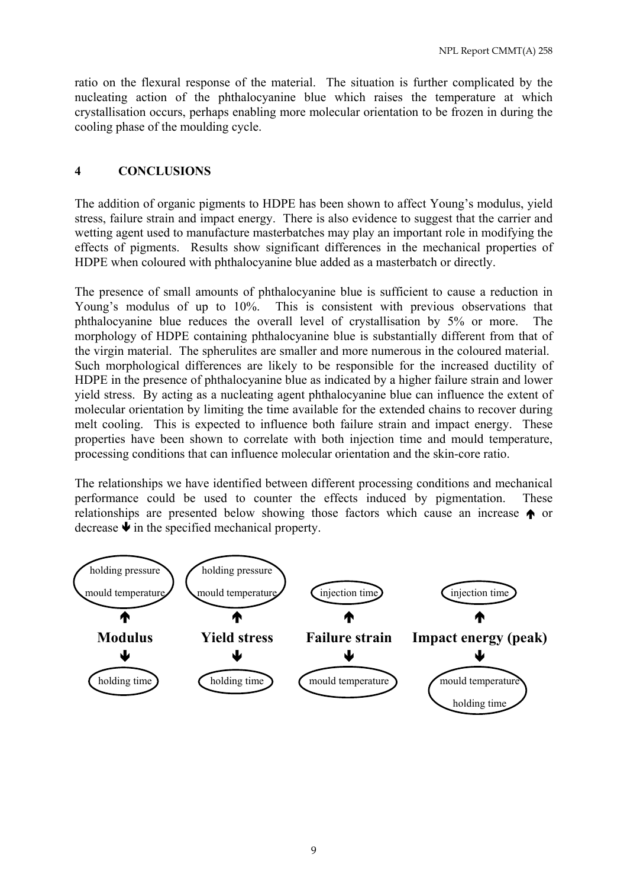ratio on the flexural response of the material. The situation is further complicated by the nucleating action of the phthalocyanine blue which raises the temperature at which crystallisation occurs, perhaps enabling more molecular orientation to be frozen in during the cooling phase of the moulding cycle.

## 4 CONCLUSIONS

The addition of organic pigments to HDPE has been shown to affect Young's modulus, yield stress, failure strain and impact energy. There is also evidence to suggest that the carrier and wetting agent used to manufacture masterbatches may play an important role in modifying the effects of pigments. Results show significant differences in the mechanical properties of HDPE when coloured with phthalocyanine blue added as a masterbatch or directly.

The presence of small amounts of phthalocyanine blue is sufficient to cause a reduction in Young's modulus of up to 10%. This is consistent with previous observations that phthalocyanine blue reduces the overall level of crystallisation by 5% or more. The morphology of HDPE containing phthalocyanine blue is substantially different from that of the virgin material. The spherulites are smaller and more numerous in the coloured material. Such morphological differences are likely to be responsible for the increased ductility of HDPE in the presence of phthalocyanine blue as indicated by a higher failure strain and lower yield stress. By acting as a nucleating agent phthalocyanine blue can influence the extent of molecular orientation by limiting the time available for the extended chains to recover during melt cooling. This is expected to influence both failure strain and impact energy. These properties have been shown to correlate with both injection time and mould temperature, processing conditions that can influence molecular orientation and the skin-core ratio.

The relationships we have identified between different processing conditions and mechanical performance could be used to counter the effects induced by pigmentation. These relationships are presented below showing those factors which cause an increase ↑ or decrease ↓ in the specified mechanical property.

| | Modulus | Yield stress | Failure strain | Impact energy (peak) |
|---|---|---|---|---|
| ↑ | holding pressure, mould temperature | holding pressure, mould temperature | injection time | injection time |
| ↓ | holding time | holding time | mould temperature | mould temperature, holding time |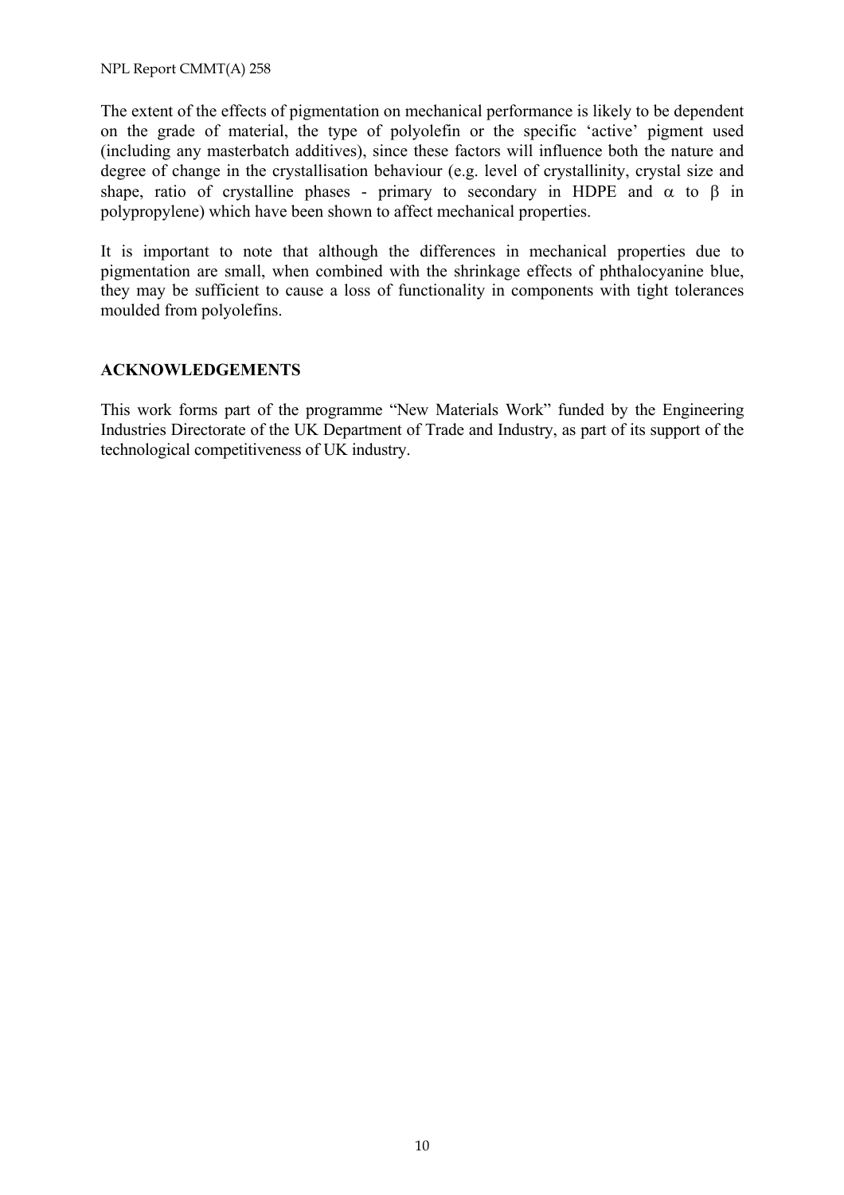The extent of the effects of pigmentation on mechanical performance is likely to be dependent on the grade of material, the type of polyolefin or the specific 'active' pigment used (including any masterbatch additives), since these factors will influence both the nature and degree of change in the crystallisation behaviour (e.g. level of crystallinity, crystal size and shape, ratio of crystalline phases - primary to secondary in HDPE and $\alpha$ to $\beta$ in polypropylene) which have been shown to affect mechanical properties.

It is important to note that although the differences in mechanical properties due to pigmentation are small, when combined with the shrinkage effects of phthalocyanine blue, they may be sufficient to cause a loss of functionality in components with tight tolerances moulded from polyolefins.

## ACKNOWLEDGEMENTS

This work forms part of the programme "New Materials Work" funded by the Engineering Industries Directorate of the UK Department of Trade and Industry, as part of its support of the technological competitiveness of UK industry.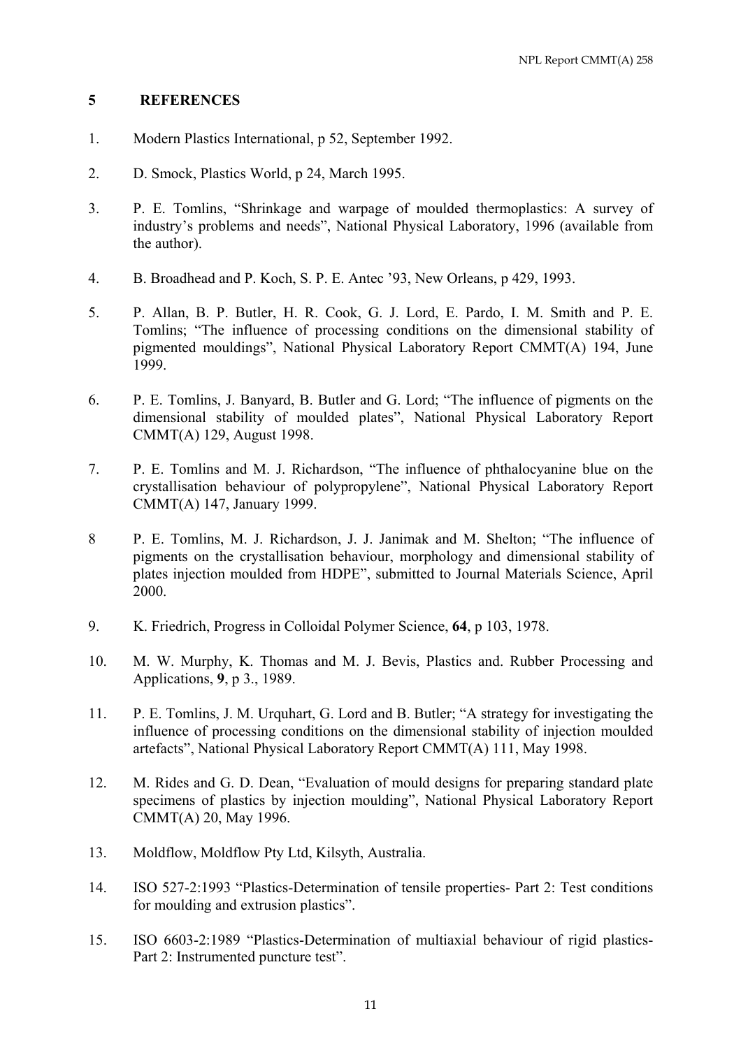## 5 REFERENCES

1. Modern Plastics International, p 52, September 1992.

2. D. Smock, Plastics World, p 24, March 1995.

3. P. E. Tomlins, "Shrinkage and warpage of moulded thermoplastics: A survey of industry's problems and needs", National Physical Laboratory, 1996 (available from the author).

4. B. Broadhead and P. Koch, S. P. E. Antec '93, New Orleans, p 429, 1993.

5. P. Allan, B. P. Butler, H. R. Cook, G. J. Lord, E. Pardo, I. M. Smith and P. E. Tomlins; "The influence of processing conditions on the dimensional stability of pigmented mouldings", National Physical Laboratory Report CMMT(A) 194, June 1999.

6. P. E. Tomlins, J. Banyard, B. Butler and G. Lord; "The influence of pigments on the dimensional stability of moulded plates", National Physical Laboratory Report CMMT(A) 129, August 1998.

7. P. E. Tomlins and M. J. Richardson, "The influence of phthalocyanine blue on the crystallisation behaviour of polypropylene", National Physical Laboratory Report CMMT(A) 147, January 1999.

8 P. E. Tomlins, M. J. Richardson, J. J. Janimak and M. Shelton; "The influence of pigments on the crystallisation behaviour, morphology and dimensional stability of plates injection moulded from HDPE", submitted to Journal Materials Science, April 2000.

9. K. Friedrich, Progress in Colloidal Polymer Science, **64**, p 103, 1978.

10. M. W. Murphy, K. Thomas and M. J. Bevis, Plastics and. Rubber Processing and Applications, **9**, p 3., 1989.

11. P. E. Tomlins, J. M. Urquhart, G. Lord and B. Butler; "A strategy for investigating the influence of processing conditions on the dimensional stability of injection moulded artefacts", National Physical Laboratory Report CMMT(A) 111, May 1998.

12. M. Rides and G. D. Dean, "Evaluation of mould designs for preparing standard plate specimens of plastics by injection moulding", National Physical Laboratory Report CMMT(A) 20, May 1996.

13. Moldflow, Moldflow Pty Ltd, Kilsyth, Australia.

14. ISO 527-2:1993 "Plastics-Determination of tensile properties- Part 2: Test conditions for moulding and extrusion plastics".

15. ISO 6603-2:1989 "Plastics-Determination of multiaxial behaviour of rigid plastics- Part 2: Instrumented puncture test".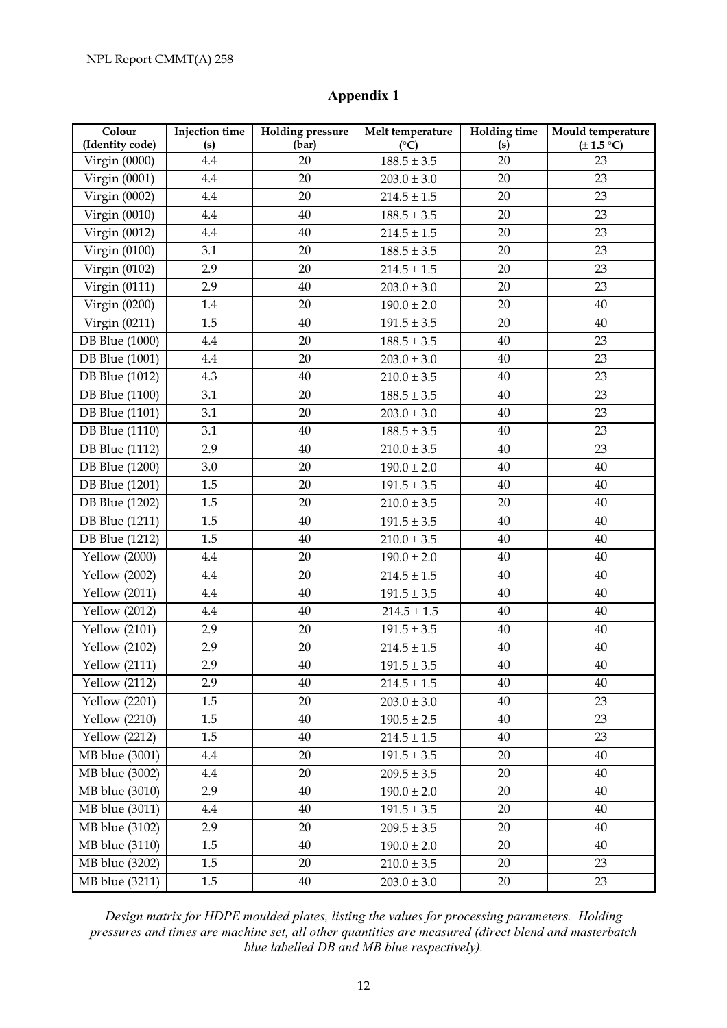# Appendix 1

| Colour (Identity code) | Injection time (s) | Holding pressure (bar) | Melt temperature (°C) | Holding time (s) | Mould temperature (± 1.5 °C) |
|---|---|---|---|---|---|
| Virgin (0000) | 4.4 | 20 | 188.5 ± 3.5 | 20 | 23 |
| Virgin (0001) | 4.4 | 20 | 203.0 ± 3.0 | 20 | 23 |
| Virgin (0002) | 4.4 | 20 | 214.5 ± 1.5 | 20 | 23 |
| Virgin (0010) | 4.4 | 40 | 188.5 ± 3.5 | 20 | 23 |
| Virgin (0012) | 4.4 | 40 | 214.5 ± 1.5 | 20 | 23 |
| Virgin (0100) | 3.1 | 20 | 188.5 ± 3.5 | 20 | 23 |
| Virgin (0102) | 2.9 | 20 | 214.5 ± 1.5 | 20 | 23 |
| Virgin (0111) | 2.9 | 40 | 203.0 ± 3.0 | 20 | 23 |
| Virgin (0200) | 1.4 | 20 | 190.0 ± 2.0 | 20 | 40 |
| Virgin (0211) | 1.5 | 40 | 191.5 ± 3.5 | 20 | 40 |
| DB Blue (1000) | 4.4 | 20 | 188.5 ± 3.5 | 40 | 23 |
| DB Blue (1001) | 4.4 | 20 | 203.0 ± 3.0 | 40 | 23 |
| DB Blue (1012) | 4.3 | 40 | 210.0 ± 3.5 | 40 | 23 |
| DB Blue (1100) | 3.1 | 20 | 188.5 ± 3.5 | 40 | 23 |
| DB Blue (1101) | 3.1 | 20 | 203.0 ± 3.0 | 40 | 23 |
| DB Blue (1110) | 3.1 | 40 | 188.5 ± 3.5 | 40 | 23 |
| DB Blue (1112) | 2.9 | 40 | 210.0 ± 3.5 | 40 | 23 |
| DB Blue (1200) | 3.0 | 20 | 190.0 ± 2.0 | 40 | 40 |
| DB Blue (1201) | 1.5 | 20 | 191.5 ± 3.5 | 40 | 40 |
| DB Blue (1202) | 1.5 | 20 | 210.0 ± 3.5 | 20 | 40 |
| DB Blue (1211) | 1.5 | 40 | 191.5 ± 3.5 | 40 | 40 |
| DB Blue (1212) | 1.5 | 40 | 210.0 ± 3.5 | 40 | 40 |
| Yellow (2000) | 4.4 | 20 | 190.0 ± 2.0 | 40 | 40 |
| Yellow (2002) | 4.4 | 20 | 214.5 ± 1.5 | 40 | 40 |
| Yellow (2011) | 4.4 | 40 | 191.5 ± 3.5 | 40 | 40 |
| Yellow (2012) | 4.4 | 40 | 214.5 ± 1.5 | 40 | 40 |
| Yellow (2101) | 2.9 | 20 | 191.5 ± 3.5 | 40 | 40 |
| Yellow (2102) | 2.9 | 20 | 214.5 ± 1.5 | 40 | 40 |
| Yellow (2111) | 2.9 | 40 | 191.5 ± 3.5 | 40 | 40 |
| Yellow (2112) | 2.9 | 40 | 214.5 ± 1.5 | 40 | 40 |
| Yellow (2201) | 1.5 | 20 | 203.0 ± 3.0 | 40 | 23 |
| Yellow (2210) | 1.5 | 40 | 190.5 ± 2.5 | 40 | 23 |
| Yellow (2212) | 1.5 | 40 | 214.5 ± 1.5 | 40 | 23 |
| MB blue (3001) | 4.4 | 20 | 191.5 ± 3.5 | 20 | 40 |
| MB blue (3002) | 4.4 | 20 | 209.5 ± 3.5 | 20 | 40 |
| MB blue (3010) | 2.9 | 40 | 190.0 ± 2.0 | 20 | 40 |
| MB blue (3011) | 4.4 | 40 | 191.5 ± 3.5 | 20 | 40 |
| MB blue (3102) | 2.9 | 20 | 209.5 ± 3.5 | 20 | 40 |
| MB blue (3110) | 1.5 | 40 | 190.0 ± 2.0 | 20 | 40 |
| MB blue (3202) | 1.5 | 20 | 210.0 ± 3.5 | 20 | 23 |
| MB blue (3211) | 1.5 | 40 | 203.0 ± 3.0 | 20 | 23 |

*Design matrix for HDPE moulded plates, listing the values for processing parameters. Holding pressures and times are machine set, all other quantities are measured (direct blend and masterbatch blue labelled DB and MB blue respectively).*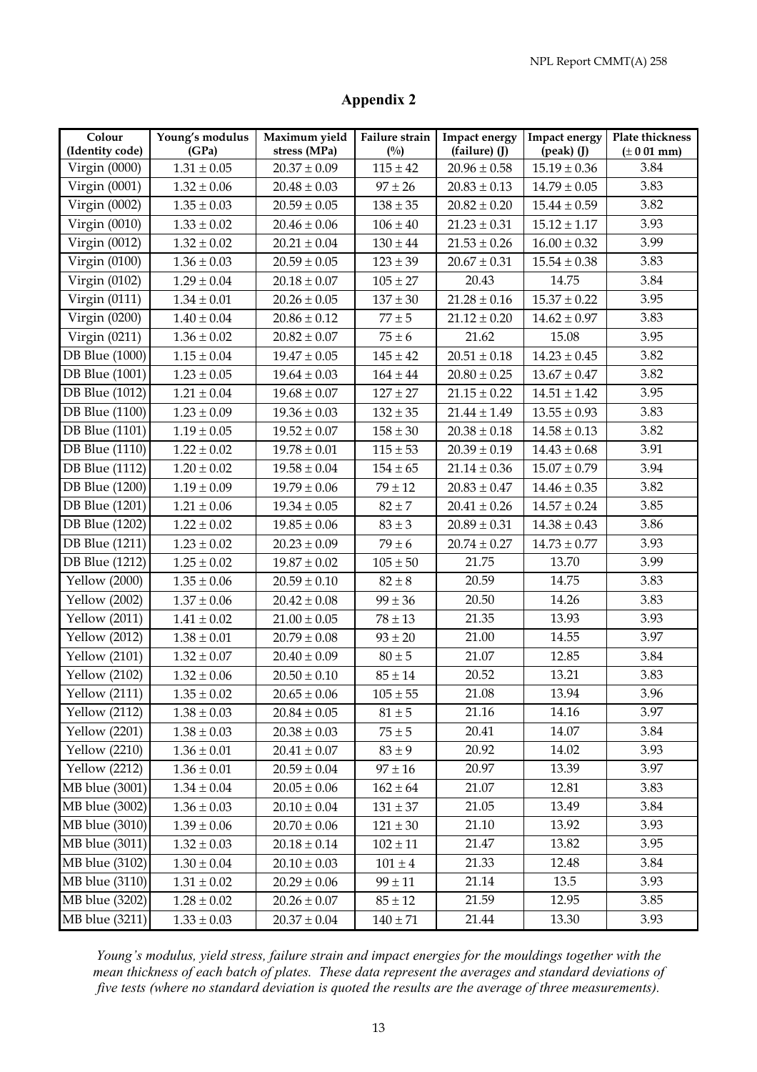# Appendix 2

| Colour (Identity code) | Young's modulus (GPa) | Maximum yield stress (MPa) | Failure strain (%) | Impact energy (failure) (J) | Impact energy (peak) (J) | Plate thickness (± 0 01 mm) |
|---|---|---|---|---|---|---|
| Virgin (0000) | 1.31 ± 0.05 | 20.37 ± 0.09 | 115 ± 42 | 20.96 ± 0.58 | 15.19 ± 0.36 | 3.84 |
| Virgin (0001) | 1.32 ± 0.06 | 20.48 ± 0.03 | 97 ± 26 | 20.83 ± 0.13 | 14.79 ± 0.05 | 3.83 |
| Virgin (0002) | 1.35 ± 0.03 | 20.59 ± 0.05 | 138 ± 35 | 20.82 ± 0.20 | 15.44 ± 0.59 | 3.82 |
| Virgin (0010) | 1.33 ± 0.02 | 20.46 ± 0.06 | 106 ± 40 | 21.23 ± 0.31 | 15.12 ± 1.17 | 3.93 |
| Virgin (0012) | 1.32 ± 0.02 | 20.21 ± 0.04 | 130 ± 44 | 21.53 ± 0.26 | 16.00 ± 0.32 | 3.99 |
| Virgin (0100) | 1.36 ± 0.03 | 20.59 ± 0.05 | 123 ± 39 | 20.67 ± 0.31 | 15.54 ± 0.38 | 3.83 |
| Virgin (0102) | 1.29 ± 0.04 | 20.18 ± 0.07 | 105 ± 27 | 20.43 | 14.75 | 3.84 |
| Virgin (0111) | 1.34 ± 0.01 | 20.26 ± 0.05 | 137 ± 30 | 21.28 ± 0.16 | 15.37 ± 0.22 | 3.95 |
| Virgin (0200) | 1.40 ± 0.04 | 20.86 ± 0.12 | 77 ± 5 | 21.12 ± 0.20 | 14.62 ± 0.97 | 3.83 |
| Virgin (0211) | 1.36 ± 0.02 | 20.82 ± 0.07 | 75 ± 6 | 21.62 | 15.08 | 3.95 |
| DB Blue (1000) | 1.15 ± 0.04 | 19.47 ± 0.05 | 145 ± 42 | 20.51 ± 0.18 | 14.23 ± 0.45 | 3.82 |
| DB Blue (1001) | 1.23 ± 0.05 | 19.64 ± 0.03 | 164 ± 44 | 20.80 ± 0.25 | 13.67 ± 0.47 | 3.82 |
| DB Blue (1012) | 1.21 ± 0.04 | 19.68 ± 0.07 | 127 ± 27 | 21.15 ± 0.22 | 14.51 ± 1.42 | 3.95 |
| DB Blue (1100) | 1.23 ± 0.09 | 19.36 ± 0.03 | 132 ± 35 | 21.44 ± 1.49 | 13.55 ± 0.93 | 3.83 |
| DB Blue (1101) | 1.19 ± 0.05 | 19.52 ± 0.07 | 158 ± 30 | 20.38 ± 0.18 | 14.58 ± 0.13 | 3.82 |
| DB Blue (1110) | 1.22 ± 0.02 | 19.78 ± 0.01 | 115 ± 53 | 20.39 ± 0.19 | 14.43 ± 0.68 | 3.91 |
| DB Blue (1112) | 1.20 ± 0.02 | 19.58 ± 0.04 | 154 ± 65 | 21.14 ± 0.36 | 15.07 ± 0.79 | 3.94 |
| DB Blue (1200) | 1.19 ± 0.09 | 19.79 ± 0.06 | 79 ± 12 | 20.83 ± 0.47 | 14.46 ± 0.35 | 3.82 |
| DB Blue (1201) | 1.21 ± 0.06 | 19.34 ± 0.05 | 82 ± 7 | 20.41 ± 0.26 | 14.57 ± 0.24 | 3.85 |
| DB Blue (1202) | 1.22 ± 0.02 | 19.85 ± 0.06 | 83 ± 3 | 20.89 ± 0.31 | 14.38 ± 0.43 | 3.86 |
| DB Blue (1211) | 1.23 ± 0.02 | 20.23 ± 0.09 | 79 ± 6 | 20.74 ± 0.27 | 14.73 ± 0.77 | 3.93 |
| DB Blue (1212) | 1.25 ± 0.02 | 19.87 ± 0.02 | 105 ± 50 | 21.75 | 13.70 | 3.99 |
| Yellow (2000) | 1.35 ± 0.06 | 20.59 ± 0.10 | 82 ± 8 | 20.59 | 14.75 | 3.83 |
| Yellow (2002) | 1.37 ± 0.06 | 20.42 ± 0.08 | 99 ± 36 | 20.50 | 14.26 | 3.83 |
| Yellow (2011) | 1.41 ± 0.02 | 21.00 ± 0.05 | 78 ± 13 | 21.35 | 13.93 | 3.93 |
| Yellow (2012) | 1.38 ± 0.01 | 20.79 ± 0.08 | 93 ± 20 | 21.00 | 14.55 | 3.97 |
| Yellow (2101) | 1.32 ± 0.07 | 20.40 ± 0.09 | 80 ± 5 | 21.07 | 12.85 | 3.84 |
| Yellow (2102) | 1.32 ± 0.06 | 20.50 ± 0.10 | 85 ± 14 | 20.52 | 13.21 | 3.83 |
| Yellow (2111) | 1.35 ± 0.02 | 20.65 ± 0.06 | 105 ± 55 | 21.08 | 13.94 | 3.96 |
| Yellow (2112) | 1.38 ± 0.03 | 20.84 ± 0.05 | 81 ± 5 | 21.16 | 14.16 | 3.97 |
| Yellow (2201) | 1.38 ± 0.03 | 20.38 ± 0.03 | 75 ± 5 | 20.41 | 14.07 | 3.84 |
| Yellow (2210) | 1.36 ± 0.01 | 20.41 ± 0.07 | 83 ± 9 | 20.92 | 14.02 | 3.93 |
| Yellow (2212) | 1.36 ± 0.01 | 20.59 ± 0.04 | 97 ± 16 | 20.97 | 13.39 | 3.97 |
| MB blue (3001) | 1.34 ± 0.04 | 20.05 ± 0.06 | 162 ± 64 | 21.07 | 12.81 | 3.83 |
| MB blue (3002) | 1.36 ± 0.03 | 20.10 ± 0.04 | 131 ± 37 | 21.05 | 13.49 | 3.84 |
| MB blue (3010) | 1.39 ± 0.06 | 20.70 ± 0.06 | 121 ± 30 | 21.10 | 13.92 | 3.93 |
| MB blue (3011) | 1.32 ± 0.03 | 20.18 ± 0.14 | 102 ± 11 | 21.47 | 13.82 | 3.95 |
| MB blue (3102) | 1.30 ± 0.04 | 20.10 ± 0.03 | 101 ± 4 | 21.33 | 12.48 | 3.84 |
| MB blue (3110) | 1.31 ± 0.02 | 20.29 ± 0.06 | 99 ± 11 | 21.14 | 13.5 | 3.93 |
| MB blue (3202) | 1.28 ± 0.02 | 20.26 ± 0.07 | 85 ± 12 | 21.59 | 12.95 | 3.85 |
| MB blue (3211) | 1.33 ± 0.03 | 20.37 ± 0.04 | 140 ± 71 | 21.44 | 13.30 | 3.93 |

*Young's modulus, yield stress, failure strain and impact energies for the mouldings together with the mean thickness of each batch of plates. These data represent the averages and standard deviations of five tests (where no standard deviation is quoted the results are the average of three measurements).*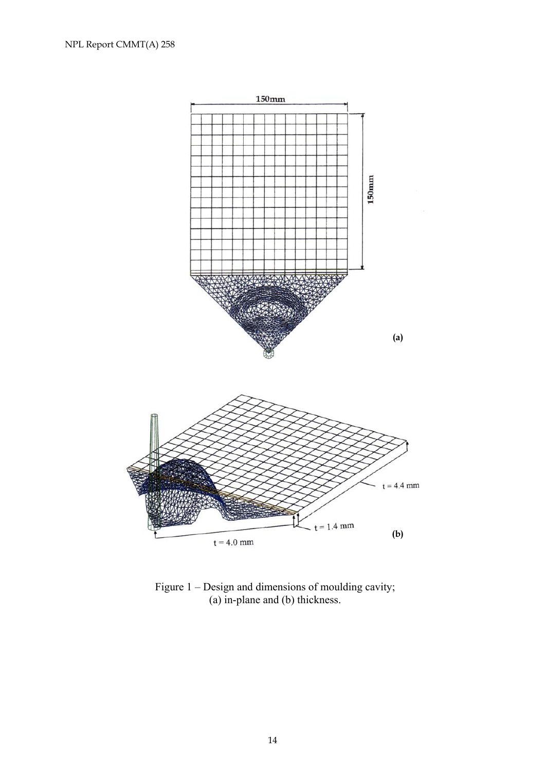Figure 1 – Design and dimensions of moulding cavity;
(a) in-plane and (b) thickness.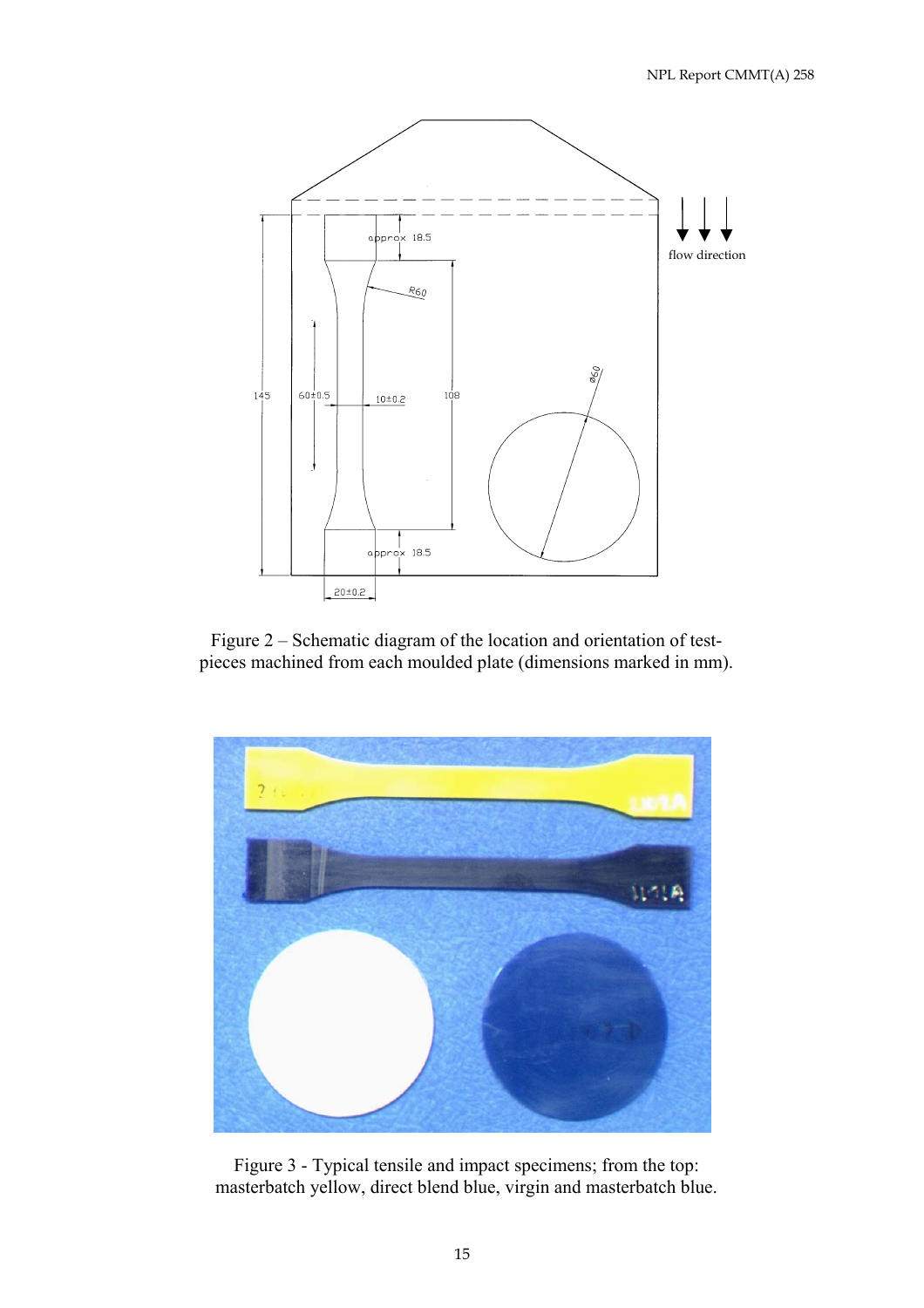Figure 2 – Schematic diagram of the location and orientation of test-pieces machined from each moulded plate (dimensions marked in mm).

Figure 3 - Typical tensile and impact specimens; from the top: masterbatch yellow, direct blend blue, virgin and masterbatch blue.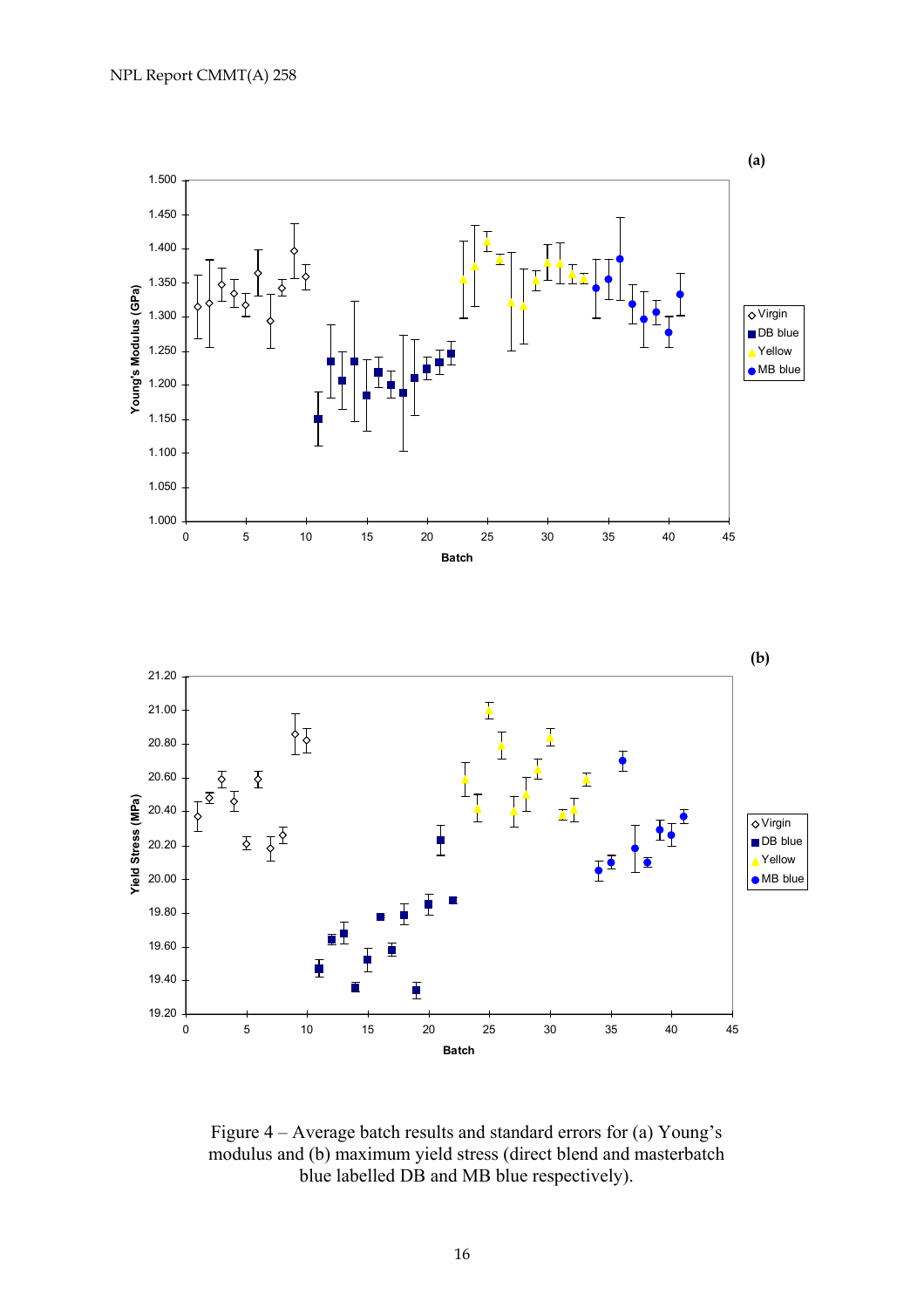(a)

(b)

Figure 4 – Average batch results and standard errors for (a) Young's modulus and (b) maximum yield stress (direct blend and masterbatch blue labelled DB and MB blue respectively).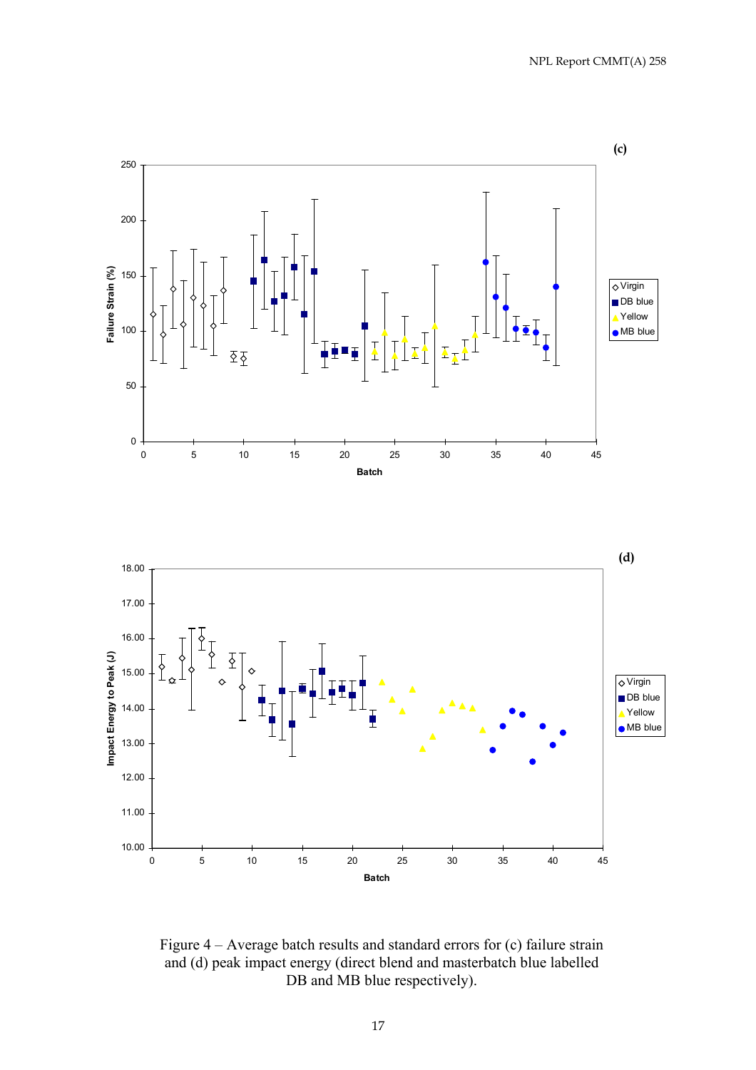(c)

(d)

Figure 4 – Average batch results and standard errors for (c) failure strain and (d) peak impact energy (direct blend and masterbatch blue labelled DB and MB blue respectively).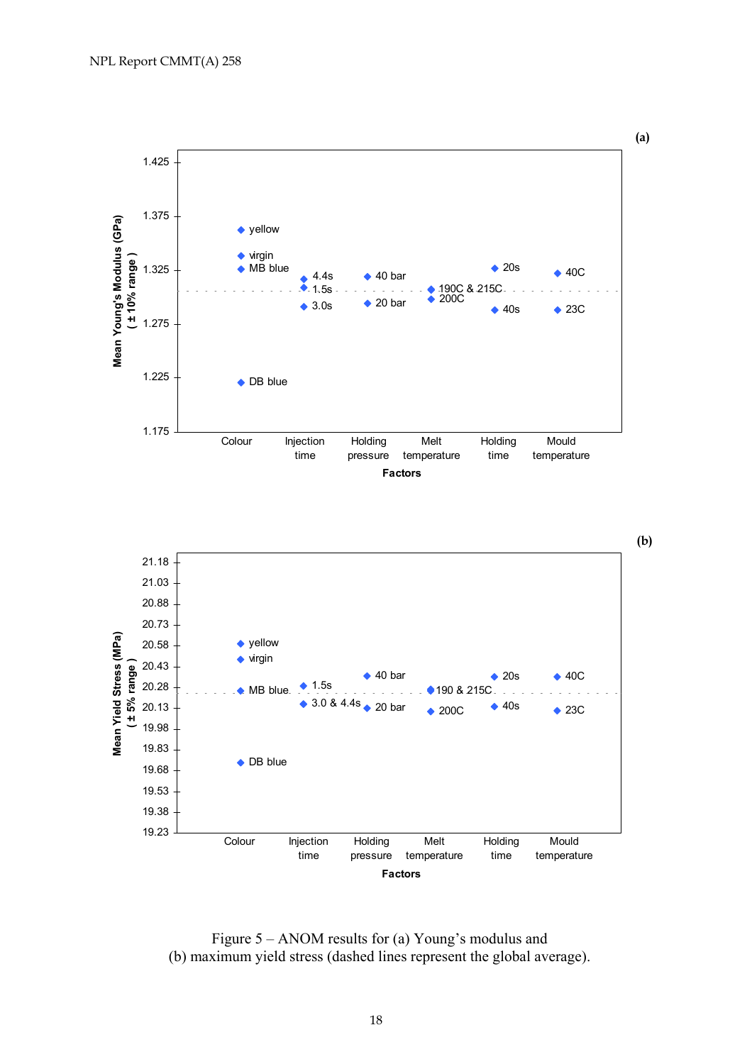Figure 5 – ANOM results for (a) Young's modulus and (b) maximum yield stress (dashed lines represent the global average).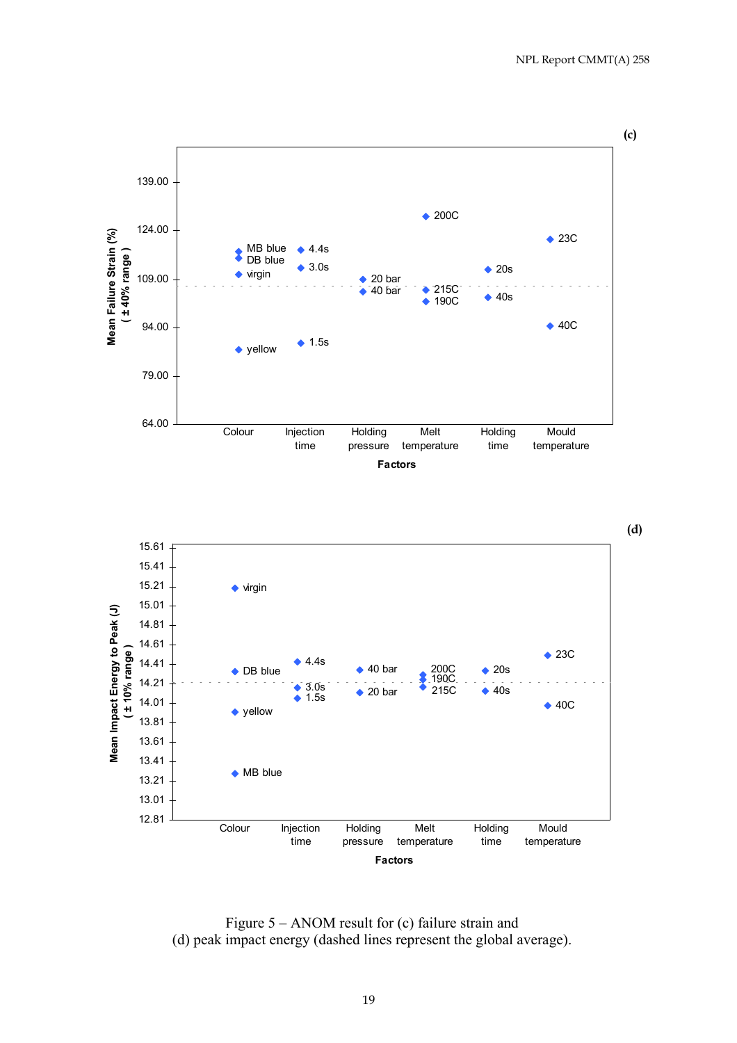(c)

Mean Failure Strain (%)
( ± 40% range )

139.00
124.00
109.00
94.00
79.00
64.00

MB blue
DB blue
virgin
yellow
4.4s
3.0s
1.5s
20 bar
40 bar
200C
215C
190C
20s
40s
23C
40C

Colour
Injection time
Holding pressure
Melt temperature
Holding time
Mould temperature

Factors

(d)

Mean Impact Energy to Peak (J)
( ± 10% range )

15.61
15.41
15.21
15.01
14.81
14.61
14.41
14.21
14.01
13.81
13.61
13.41
13.21
13.01
12.81

virgin
DB blue
yellow
MB blue
4.4s
3.0s
1.5s
40 bar
20 bar
200C
190C
215C
20s
40s
23C
40C

Colour
Injection time
Holding pressure
Melt temperature
Holding time
Mould temperature

Factors

Figure 5 – ANOM result for (c) failure strain and (d) peak impact energy (dashed lines represent the global average).